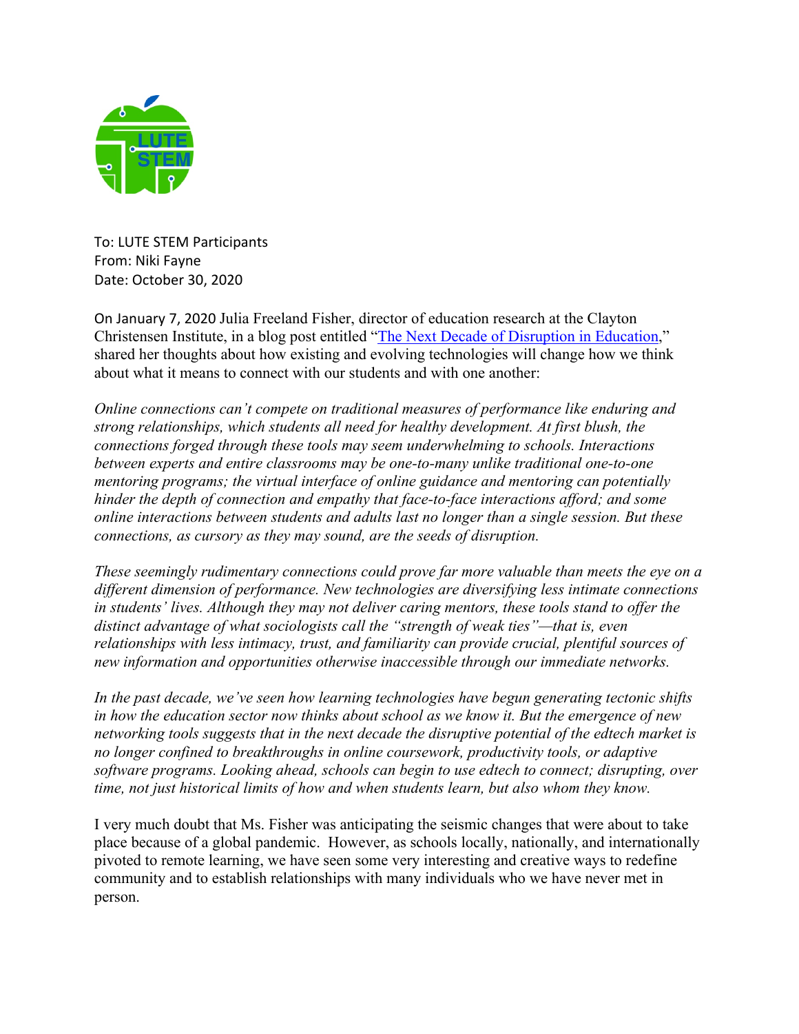To: LUTE STEM Participants
From: Niki Fayne
Date: October 30, 2020

On January 7, 2020 Julia Freeland Fisher, director of education research at the Clayton Christensen Institute, in a blog post entitled "[The Next Decade of Disruption in Education](#)," shared her thoughts about how existing and evolving technologies will change how we think about what it means to connect with our students and with one another:

*Online connections can't compete on traditional measures of performance like enduring and strong relationships, which students all need for healthy development. At first blush, the connections forged through these tools may seem underwhelming to schools. Interactions between experts and entire classrooms may be one-to-many unlike traditional one-to-one mentoring programs; the virtual interface of online guidance and mentoring can potentially hinder the depth of connection and empathy that face-to-face interactions afford; and some online interactions between students and adults last no longer than a single session. But these connections, as cursory as they may sound, are the seeds of disruption.*

*These seemingly rudimentary connections could prove far more valuable than meets the eye on a different dimension of performance. New technologies are diversifying less intimate connections in students' lives. Although they may not deliver caring mentors, these tools stand to offer the distinct advantage of what sociologists call the "strength of weak ties"—that is, even relationships with less intimacy, trust, and familiarity can provide crucial, plentiful sources of new information and opportunities otherwise inaccessible through our immediate networks.*

*In the past decade, we've seen how learning technologies have begun generating tectonic shifts in how the education sector now thinks about school as we know it. But the emergence of new networking tools suggests that in the next decade the disruptive potential of the edtech market is no longer confined to breakthroughs in online coursework, productivity tools, or adaptive software programs. Looking ahead, schools can begin to use edtech to connect; disrupting, over time, not just historical limits of how and when students learn, but also whom they know.*

I very much doubt that Ms. Fisher was anticipating the seismic changes that were about to take place because of a global pandemic. However, as schools locally, nationally, and internationally pivoted to remote learning, we have seen some very interesting and creative ways to redefine community and to establish relationships with many individuals who we have never met in person.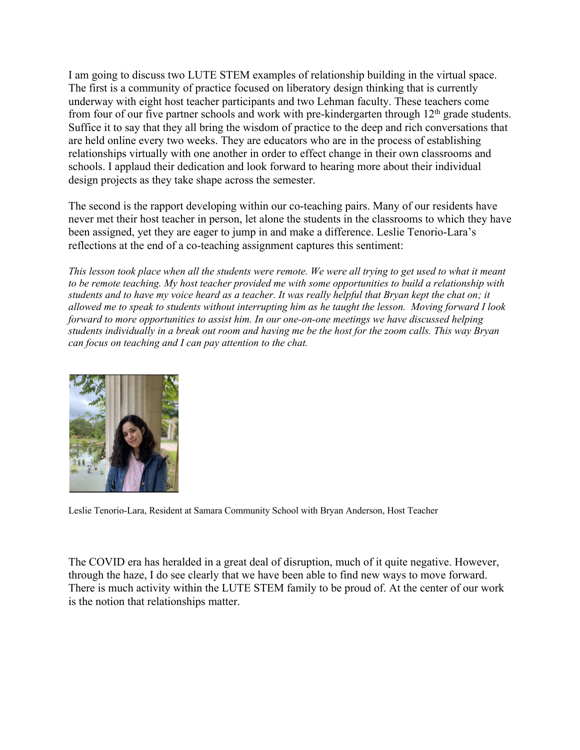I am going to discuss two LUTE STEM examples of relationship building in the virtual space. The first is a community of practice focused on liberatory design thinking that is currently underway with eight host teacher participants and two Lehman faculty. These teachers come from four of our five partner schools and work with pre-kindergarten through 12th grade students. Suffice it to say that they all bring the wisdom of practice to the deep and rich conversations that are held online every two weeks. They are educators who are in the process of establishing relationships virtually with one another in order to effect change in their own classrooms and schools. I applaud their dedication and look forward to hearing more about their individual design projects as they take shape across the semester.

The second is the rapport developing within our co-teaching pairs. Many of our residents have never met their host teacher in person, let alone the students in the classrooms to which they have been assigned, yet they are eager to jump in and make a difference. Leslie Tenorio-Lara's reflections at the end of a co-teaching assignment captures this sentiment:

*This lesson took place when all the students were remote. We were all trying to get used to what it meant to be remote teaching. My host teacher provided me with some opportunities to build a relationship with students and to have my voice heard as a teacher. It was really helpful that Bryan kept the chat on; it allowed me to speak to students without interrupting him as he taught the lesson. Moving forward I look forward to more opportunities to assist him. In our one-on-one meetings we have discussed helping students individually in a break out room and having me be the host for the zoom calls. This way Bryan can focus on teaching and I can pay attention to the chat.*

Leslie Tenorio-Lara, Resident at Samara Community School with Bryan Anderson, Host Teacher

The COVID era has heralded in a great deal of disruption, much of it quite negative. However, through the haze, I do see clearly that we have been able to find new ways to move forward. There is much activity within the LUTE STEM family to be proud of. At the center of our work is the notion that relationships matter.